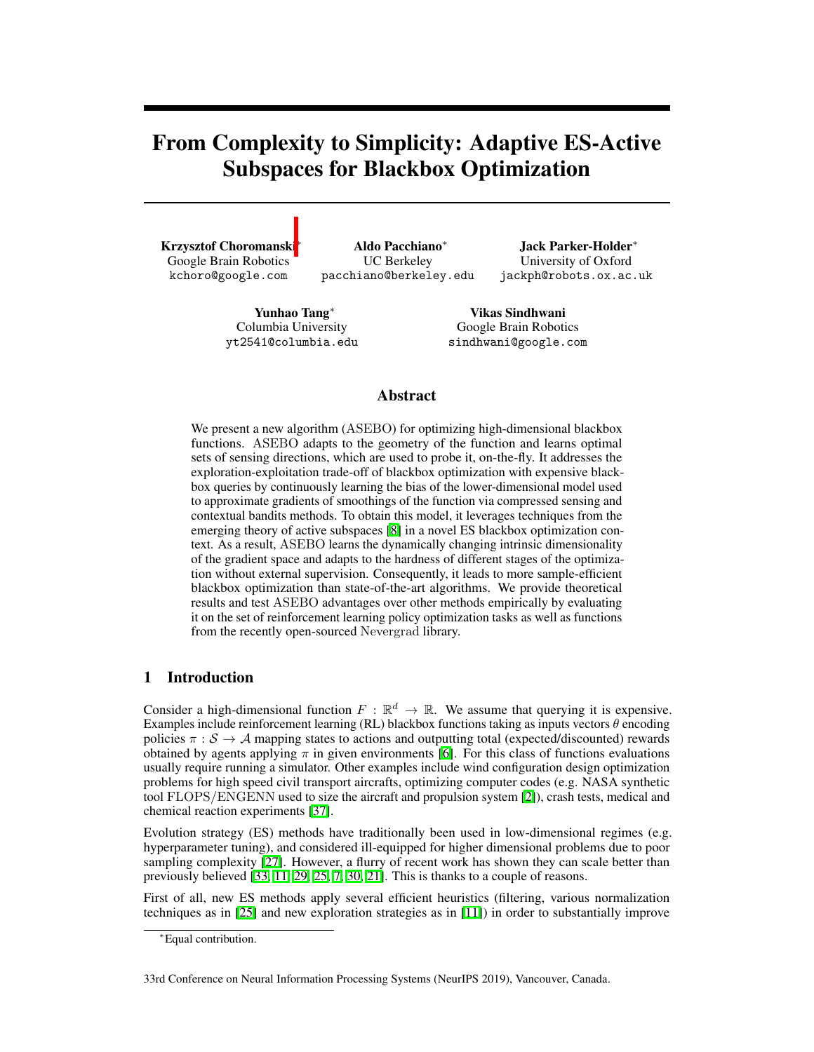# From Complexity to Simplicity: Adaptive ES-Active Subspaces for Blackbox Optimization

**Krzysztof Choromanski**[*]
Google Brain Robotics
kchoro@google.com

**Aldo Pacchiano**[*]
UC Berkeley
pacchiano@berkeley.edu

**Jack Parker-Holder**[*]
University of Oxford
jackph@robots.ox.ac.uk

**Yunhao Tang**[*]
Columbia University
yt2541@columbia.edu

**Vikas Sindhwani**
Google Brain Robotics
sindhwani@google.com

## Abstract

We present a new algorithm (ASEBO) for optimizing high-dimensional blackbox functions. ASEBO adapts to the geometry of the function and learns optimal sets of sensing directions, which are used to probe it, on-the-fly. It addresses the exploration-exploitation trade-off of blackbox optimization with expensive blackbox queries by continuously learning the bias of the lower-dimensional model used to approximate gradients of smoothings of the function via compressed sensing and contextual bandits methods. To obtain this model, it leverages techniques from the emerging theory of active subspaces [8] in a novel ES blackbox optimization context. As a result, ASEBO learns the dynamically changing intrinsic dimensionality of the gradient space and adapts to the hardness of different stages of the optimization without external supervision. Consequently, it leads to more sample-efficient blackbox optimization than state-of-the-art algorithms. We provide theoretical results and test ASEBO advantages over other methods empirically by evaluating it on the set of reinforcement learning policy optimization tasks as well as functions from the recently open-sourced Nevergrad library.

## 1 Introduction

Consider a high-dimensional function $F : \mathbb{R}^d \rightarrow \mathbb{R}$. We assume that querying it is expensive. Examples include reinforcement learning (RL) blackbox functions taking as inputs vectors $\theta$ encoding policies $\pi : \mathcal{S} \rightarrow \mathcal{A}$ mapping states to actions and outputting total (expected/discounted) rewards obtained by agents applying $\pi$ in given environments [6]. For this class of functions evaluations usually require running a simulator. Other examples include wind configuration design optimization problems for high speed civil transport aircrafts, optimizing computer codes (e.g. NASA synthetic tool FLOPS/ENGENN used to size the aircraft and propulsion system [2]), crash tests, medical and chemical reaction experiments [37].

Evolution strategy (ES) methods have traditionally been used in low-dimensional regimes (e.g. hyperparameter tuning), and considered ill-equipped for higher dimensional problems due to poor sampling complexity [27]. However, a flurry of recent work has shown they can scale better than previously believed [33, 11, 29, 25, 7, 30, 21]. This is thanks to a couple of reasons.

First of all, new ES methods apply several efficient heuristics (filtering, various normalization techniques as in [25] and new exploration strategies as in [11]) in order to substantially improve

[*]Equal contribution.

33rd Conference on Neural Information Processing Systems (NeurIPS 2019), Vancouver, Canada.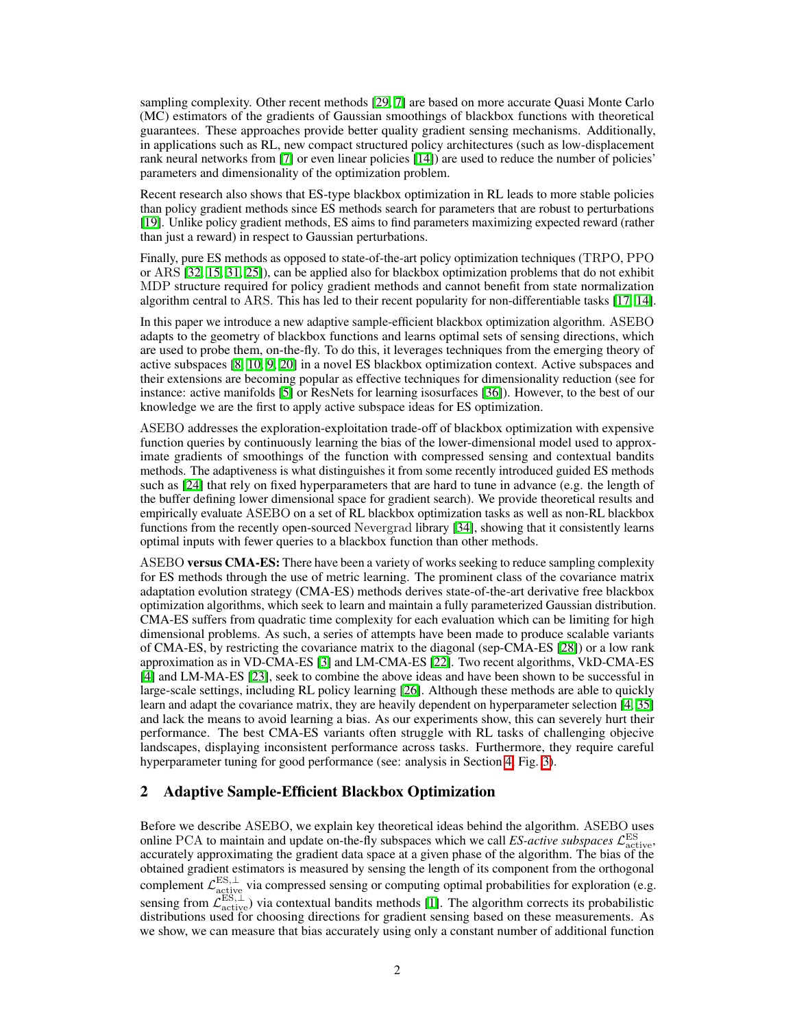sampling complexity. Other recent methods [29, 7] are based on more accurate Quasi Monte Carlo (MC) estimators of the gradients of Gaussian smoothings of blackbox functions with theoretical guarantees. These approaches provide better quality gradient sensing mechanisms. Additionally, in applications such as RL, new compact structured policy architectures (such as low-displacement rank neural networks from [7] or even linear policies [14]) are used to reduce the number of policies' parameters and dimensionality of the optimization problem.

Recent research also shows that ES-type blackbox optimization in RL leads to more stable policies than policy gradient methods since ES methods search for parameters that are robust to perturbations [19]. Unlike policy gradient methods, ES aims to find parameters maximizing expected reward (rather than just a reward) in respect to Gaussian perturbations.

Finally, pure ES methods as opposed to state-of-the-art policy optimization techniques (TRPO, PPO or ARS [32, 15, 31, 25]), can be applied also for blackbox optimization problems that do not exhibit MDP structure required for policy gradient methods and cannot benefit from state normalization algorithm central to ARS. This has led to their recent popularity for non-differentiable tasks [17, 14].

In this paper we introduce a new adaptive sample-efficient blackbox optimization algorithm. ASEBO adapts to the geometry of blackbox functions and learns optimal sets of sensing directions, which are used to probe them, on-the-fly. To do this, it leverages techniques from the emerging theory of active subspaces [8, 10, 9, 20] in a novel ES blackbox optimization context. Active subspaces and their extensions are becoming popular as effective techniques for dimensionality reduction (see for instance: active manifolds [5] or ResNets for learning isosurfaces [36]). However, to the best of our knowledge we are the first to apply active subspace ideas for ES optimization.

ASEBO addresses the exploration-exploitation trade-off of blackbox optimization with expensive function queries by continuously learning the bias of the lower-dimensional model used to approximate gradients of smoothings of the function with compressed sensing and contextual bandits methods. The adaptiveness is what distinguishes it from some recently introduced guided ES methods such as [24] that rely on fixed hyperparameters that are hard to tune in advance (e.g. the length of the buffer defining lower dimensional space for gradient search). We provide theoretical results and empirically evaluate ASEBO on a set of RL blackbox optimization tasks as well as non-RL blackbox functions from the recently open-sourced Nevergrad library [34], showing that it consistently learns optimal inputs with fewer queries to a blackbox function than other methods.

ASEBO **versus CMA-ES:** There have been a variety of works seeking to reduce sampling complexity for ES methods through the use of metric learning. The prominent class of the covariance matrix adaptation evolution strategy (CMA-ES) methods derives state-of-the-art derivative free blackbox optimization algorithms, which seek to learn and maintain a fully parameterized Gaussian distribution. CMA-ES suffers from quadratic time complexity for each evaluation which can be limiting for high dimensional problems. As such, a series of attempts have been made to produce scalable variants of CMA-ES, by restricting the covariance matrix to the diagonal (sep-CMA-ES [28]) or a low rank approximation as in VD-CMA-ES [3] and LM-CMA-ES [22]. Two recent algorithms, VkD-CMA-ES [4] and LM-MA-ES [23], seek to combine the above ideas and have been shown to be successful in large-scale settings, including RL policy learning [26]. Although these methods are able to quickly learn and adapt the covariance matrix, they are heavily dependent on hyperparameter selection [4, 35] and lack the means to avoid learning a bias. As our experiments show, this can severely hurt their performance. The best CMA-ES variants often struggle with RL tasks of challenging objective landscapes, displaying inconsistent performance across tasks. Furthermore, they require careful hyperparameter tuning for good performance (see: analysis in Section 4, Fig. 3).

## 2 Adaptive Sample-Efficient Blackbox Optimization

Before we describe ASEBO, we explain key theoretical ideas behind the algorithm. ASEBO uses online PCA to maintain and update on-the-fly subspaces which we call *ES-active subspaces* $\mathcal{L}^{\mathrm{ES}}_{\mathrm{active}}$, accurately approximating the gradient data space at a given phase of the algorithm. The bias of the obtained gradient estimators is measured by sensing the length of its component from the orthogonal complement $\mathcal{L}^{\mathrm{ES},\perp}_{\mathrm{active}}$ via compressed sensing or computing optimal probabilities for exploration (e.g. sensing from $\mathcal{L}^{\mathrm{ES},\perp}_{\mathrm{active}}$) via contextual bandits methods [1]. The algorithm corrects its probabilistic distributions used for choosing directions for gradient sensing based on these measurements. As we show, we can measure that bias accurately using only a constant number of additional function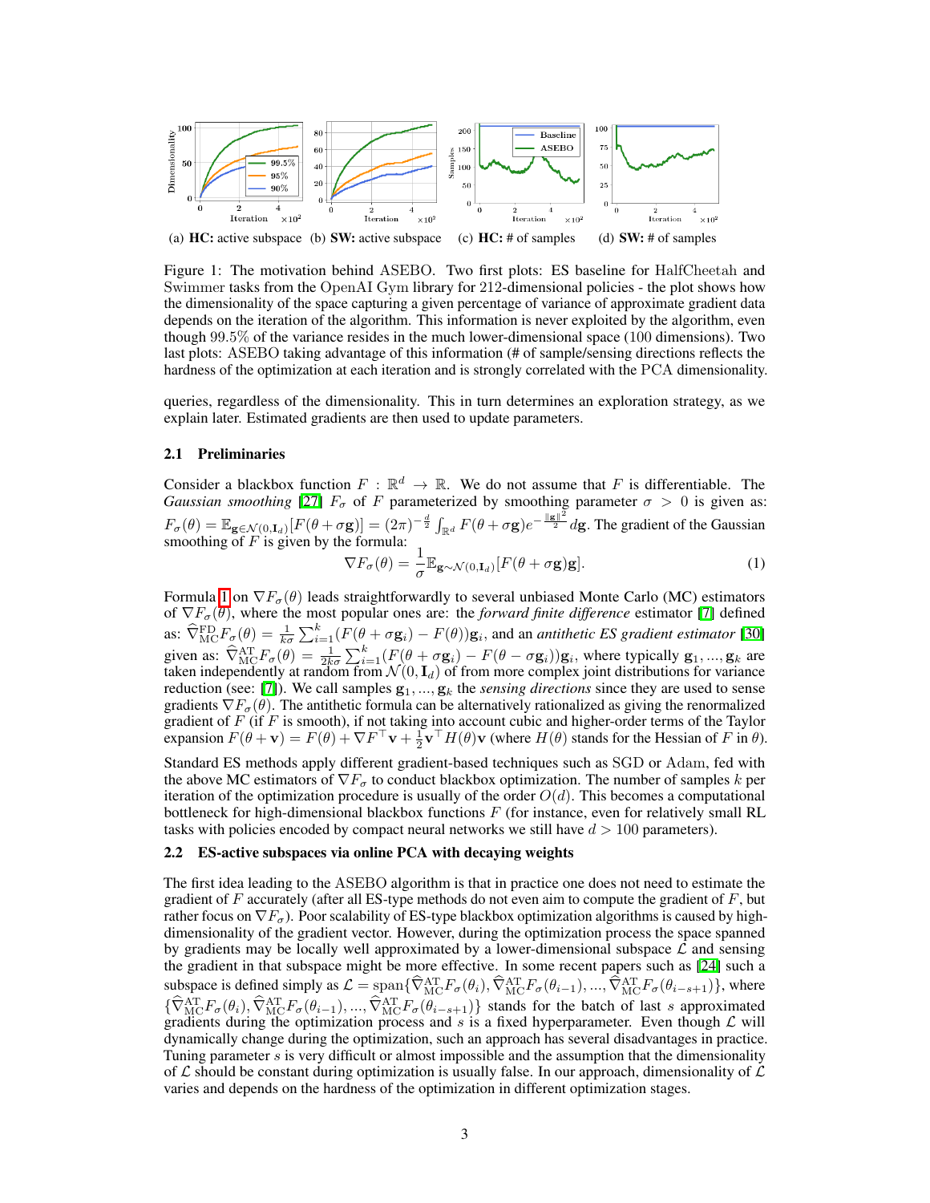(a) **HC:** active subspace (b) **SW:** active subspace (c) **HC:** # of samples (d) **SW:** # of samples

Figure 1: The motivation behind ASEBO. Two first plots: ES baseline for HalfCheetah and Swimmer tasks from the OpenAI Gym library for 212-dimensional policies - the plot shows how the dimensionality of the space capturing a given percentage of variance of approximate gradient data depends on the iteration of the algorithm. This information is never exploited by the algorithm, even though $99.5\%$ of the variance resides in the much lower-dimensional space (100 dimensions). Two last plots: ASEBO taking advantage of this information (# of sample/sensing directions reflects the hardness of the optimization at each iteration and is strongly correlated with the PCA dimensionality.

queries, regardless of the dimensionality. This in turn determines an exploration strategy, as we explain later. Estimated gradients are then used to update parameters.

### 2.1 Preliminaries

Consider a blackbox function $F : \mathbb{R}^d \rightarrow \mathbb{R}$. We do not assume that $F$ is differentiable. The *Gaussian smoothing* [27] $F_\sigma$ of $F$ parameterized by smoothing parameter $\sigma > 0$ is given as: $F_\sigma(\theta) = \mathbb{E}_{\mathbf{g} \in \mathcal{N}(0, \mathbf{I}_d)}[F(\theta + \sigma \mathbf{g})] = (2\pi)^{-\frac{d}{2}} \int_{\mathbb{R}^d} F(\theta + \sigma \mathbf{g}) e^{-\frac{\|\mathbf{g}\|^2}{2}} d\mathbf{g}$. The gradient of the Gaussian smoothing of $F$ is given by the formula:

$$\nabla F_\sigma(\theta) = \frac{1}{\sigma} \mathbb{E}_{\mathbf{g} \sim \mathcal{N}(0, \mathbf{I}_d)}[F(\theta + \sigma \mathbf{g})\mathbf{g}]. \tag{1}$$

Formula 1 on $\nabla F_\sigma(\theta)$ leads straightforwardly to several unbiased Monte Carlo (MC) estimators of $\nabla F_\sigma(\theta)$, where the most popular ones are: the *forward finite difference* estimator [7] defined as: $\widehat{\nabla}^{\mathrm{FD}}_{\mathrm{MC}} F_\sigma(\theta) = \frac{1}{k\sigma} \sum_{i=1}^{k} (F(\theta + \sigma \mathbf{g}_i) - F(\theta))\mathbf{g}_i$, and an *antithetic ES gradient estimator* [30] given as: $\widehat{\nabla}^{\mathrm{AT}}_{\mathrm{MC}} F_\sigma(\theta) = \frac{1}{2k\sigma} \sum_{i=1}^{k} (F(\theta + \sigma \mathbf{g}_i) - F(\theta - \sigma \mathbf{g}_i))\mathbf{g}_i$, where typically $\mathbf{g}_1, ..., \mathbf{g}_k$ are taken independently at random from $\mathcal{N}(0, \mathbf{I}_d)$ of from more complex joint distributions for variance reduction (see: [7]). We call samples $\mathbf{g}_1, ..., \mathbf{g}_k$ the *sensing directions* since they are used to sense gradients $\nabla F_\sigma(\theta)$. The antithetic formula can be alternatively rationalized as giving the renormalized gradient of $F$ (if $F$ is smooth), if not taking into account cubic and higher-order terms of the Taylor expansion $F(\theta + \mathbf{v}) = F(\theta) + \nabla F^\top \mathbf{v} + \frac{1}{2}\mathbf{v}^\top H(\theta)\mathbf{v}$ (where $H(\theta)$ stands for the Hessian of $F$ in $\theta$).

Standard ES methods apply different gradient-based techniques such as SGD or Adam, fed with the above MC estimators of $\nabla F_\sigma$ to conduct blackbox optimization. The number of samples $k$ per iteration of the optimization procedure is usually of the order $O(d)$. This becomes a computational bottleneck for high-dimensional blackbox functions $F$ (for instance, even for relatively small RL tasks with policies encoded by compact neural networks we still have $d > 100$ parameters).

### 2.2 ES-active subspaces via online PCA with decaying weights

The first idea leading to the ASEBO algorithm is that in practice one does not need to estimate the gradient of $F$ accurately (after all ES-type methods do not even aim to compute the gradient of $F$, but rather focus on $\nabla F_\sigma$). Poor scalability of ES-type blackbox optimization algorithms is caused by high-dimensionality of the gradient vector. However, during the optimization process the space spanned by gradients may be locally well approximated by a lower-dimensional subspace $\mathcal{L}$ and sensing the gradient in that subspace might be more effective. In some recent papers such as [24] such a subspace is defined simply as $\mathcal{L} = \mathrm{span}\{\widehat{\nabla}^{\mathrm{AT}}_{\mathrm{MC}} F_\sigma(\theta_i), \widehat{\nabla}^{\mathrm{AT}}_{\mathrm{MC}} F_\sigma(\theta_{i-1}), ..., \widehat{\nabla}^{\mathrm{AT}}_{\mathrm{MC}} F_\sigma(\theta_{i-s+1})\}$, where $\{\widehat{\nabla}^{\mathrm{AT}}_{\mathrm{MC}} F_\sigma(\theta_i), \widehat{\nabla}^{\mathrm{AT}}_{\mathrm{MC}} F_\sigma(\theta_{i-1}), ..., \widehat{\nabla}^{\mathrm{AT}}_{\mathrm{MC}} F_\sigma(\theta_{i-s+1})\}$ stands for the batch of last $s$ approximated gradients during the optimization process and $s$ is a fixed hyperparameter. Even though $\mathcal{L}$ will dynamically change during the optimization, such an approach has several disadvantages in practice. Tuning parameter $s$ is very difficult or almost impossible and the assumption that the dimensionality of $\mathcal{L}$ should be constant during optimization is usually false. In our approach, dimensionality of $\mathcal{L}$ varies and depends on the hardness of the optimization in different optimization stages.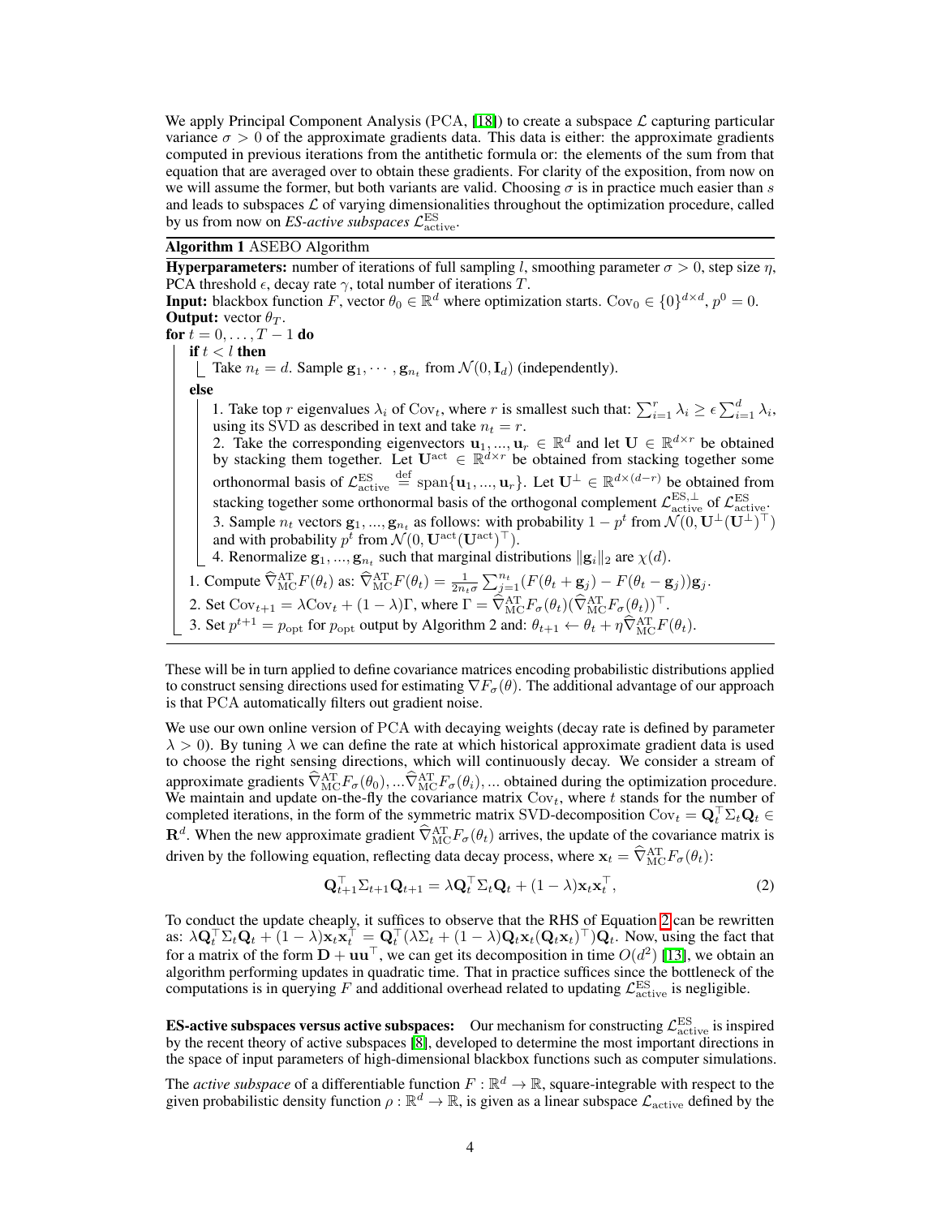We apply Principal Component Analysis (PCA, [18]) to create a subspace $\mathcal{L}$ capturing particular variance $\sigma > 0$ of the approximate gradients data. This data is either: the approximate gradients computed in previous iterations from the antithetic formula or: the elements of the sum from that equation that are averaged over to obtain these gradients. For clarity of the exposition, from now on we will assume the former, but both variants are valid. Choosing $\sigma$ is in practice much easier than $s$ and leads to subspaces $\mathcal{L}$ of varying dimensionalities throughout the optimization procedure, called by us from now on *ES-active subspaces* $\mathcal{L}^{\mathrm{ES}}_{\mathrm{active}}$.

**Algorithm 1** ASEBO Algorithm

**Hyperparameters:** number of iterations of full sampling $l$, smoothing parameter $\sigma > 0$, step size $\eta$, PCA threshold $\epsilon$, decay rate $\gamma$, total number of iterations $T$.
**Input:** blackbox function $F$, vector $\theta_0 \in \mathbb{R}^d$ where optimization starts. $\mathrm{Cov}_0 \in \{0\}^{d \times d}$, $p^0 = 0$.
**Output:** vector $\theta_T$.
**for** $t = 0, \ldots, T-1$ **do**
  **if** $t < l$ **then**
    Take $n_t = d$. Sample $\mathbf{g}_1, \cdots, \mathbf{g}_{n_t}$ from $\mathcal{N}(0, \mathbf{I}_d)$ (independently).
  **else**
    1. Take top $r$ eigenvalues $\lambda_i$ of $\mathrm{Cov}_t$, where $r$ is smallest such that: $\sum_{i=1}^{r} \lambda_i \geq \epsilon \sum_{i=1}^{d} \lambda_i$, using its SVD as described in text and take $n_t = r$.
    2. Take the corresponding eigenvectors $\mathbf{u}_1, ..., \mathbf{u}_r \in \mathbb{R}^d$ and let $\mathbf{U} \in \mathbb{R}^{d \times r}$ be obtained by stacking them together. Let $\mathbf{U}^{\mathrm{act}} \in \mathbb{R}^{d \times r}$ be obtained from stacking together some orthonormal basis of $\mathcal{L}^{\mathrm{ES}}_{\mathrm{active}} \stackrel{\mathrm{def}}{=} \mathrm{span}\{\mathbf{u}_1, ..., \mathbf{u}_r\}$. Let $\mathbf{U}^{\perp} \in \mathbb{R}^{d \times (d-r)}$ be obtained from stacking together some orthonormal basis of the orthogonal complement $\mathcal{L}^{\mathrm{ES},\perp}_{\mathrm{active}}$ of $\mathcal{L}^{\mathrm{ES}}_{\mathrm{active}}$.
    3. Sample $n_t$ vectors $\mathbf{g}_1, ..., \mathbf{g}_{n_t}$ as follows: with probability $1 - p^t$ from $\mathcal{N}(0, \mathbf{U}^{\perp}(\mathbf{U}^{\perp})^{\top})$ and with probability $p^t$ from $\mathcal{N}(0, \mathbf{U}^{\mathrm{act}}(\mathbf{U}^{\mathrm{act}})^{\top})$.
    4. Renormalize $\mathbf{g}_1, ..., \mathbf{g}_{n_t}$ such that marginal distributions $\|\mathbf{g}_i\|_2$ are $\chi(d)$.
  1. Compute $\widehat{\nabla}^{\mathrm{AT}}_{\mathrm{MC}} F(\theta_t)$ as: $\widehat{\nabla}^{\mathrm{AT}}_{\mathrm{MC}} F(\theta_t) = \frac{1}{2n_t\sigma} \sum_{j=1}^{n_t} (F(\theta_t + \mathbf{g}_j) - F(\theta_t - \mathbf{g}_j))\mathbf{g}_j$.
  2. Set $\mathrm{Cov}_{t+1} = \lambda \mathrm{Cov}_t + (1-\lambda)\Gamma$, where $\Gamma = \widehat{\nabla}^{\mathrm{AT}}_{\mathrm{MC}} F_\sigma(\theta_t)(\widehat{\nabla}^{\mathrm{AT}}_{\mathrm{MC}} F_\sigma(\theta_t))^{\top}$.
  3. Set $p^{t+1} = p_{\mathrm{opt}}$ for $p_{\mathrm{opt}}$ output by Algorithm 2 and: $\theta_{t+1} \leftarrow \theta_t + \eta \widehat{\nabla}^{\mathrm{AT}}_{\mathrm{MC}} F(\theta_t)$.

These will be in turn applied to define covariance matrices encoding probabilistic distributions applied to construct sensing directions used for estimating $\nabla F_\sigma(\theta)$. The additional advantage of our approach is that PCA automatically filters out gradient noise.

We use our own online version of PCA with decaying weights (decay rate is defined by parameter $\lambda > 0$). By tuning $\lambda$ we can define the rate at which historical approximate gradient data is used to choose the right sensing directions, which will continuously decay. We consider a stream of approximate gradients $\widehat{\nabla}^{\mathrm{AT}}_{\mathrm{MC}} F_\sigma(\theta_0), ... \widehat{\nabla}^{\mathrm{AT}}_{\mathrm{MC}} F_\sigma(\theta_i), ...$ obtained during the optimization procedure. We maintain and update on-the-fly the covariance matrix $\mathrm{Cov}_t$, where $t$ stands for the number of completed iterations, in the form of the symmetric matrix SVD-decomposition $\mathrm{Cov}_t = \mathbf{Q}_t^{\top} \Sigma_t \mathbf{Q}_t \in \mathbf{R}^d$. When the new approximate gradient $\widehat{\nabla}^{\mathrm{AT}}_{\mathrm{MC}} F_\sigma(\theta_t)$ arrives, the update of the covariance matrix is driven by the following equation, reflecting data decay process, where $\mathbf{x}_t = \widehat{\nabla}^{\mathrm{AT}}_{\mathrm{MC}} F_\sigma(\theta_t)$:

$$\mathbf{Q}_{t+1}^{\top} \Sigma_{t+1} \mathbf{Q}_{t+1} = \lambda \mathbf{Q}_t^{\top} \Sigma_t \mathbf{Q}_t + (1-\lambda)\mathbf{x}_t \mathbf{x}_t^{\top}, \tag{2}$$

To conduct the update cheaply, it suffices to observe that the RHS of Equation 2 can be rewritten as: $\lambda \mathbf{Q}_t^{\top} \Sigma_t \mathbf{Q}_t + (1-\lambda)\mathbf{x}_t \mathbf{x}_t^{\top} = \mathbf{Q}_t^{\top}(\lambda \Sigma_t + (1-\lambda)\mathbf{Q}_t \mathbf{x}_t (\mathbf{Q}_t \mathbf{x}_t)^{\top})\mathbf{Q}_t$. Now, using the fact that for a matrix of the form $\mathbf{D} + \mathbf{u}\mathbf{u}^{\top}$, we can get its decomposition in time $O(d^2)$ [13], we obtain an algorithm performing updates in quadratic time. That in practice suffices since the bottleneck of the computations is in querying $F$ and additional overhead related to updating $\mathcal{L}^{\mathrm{ES}}_{\mathrm{active}}$ is negligible.

**ES-active subspaces versus active subspaces:** Our mechanism for constructing $\mathcal{L}^{\mathrm{ES}}_{\mathrm{active}}$ is inspired by the recent theory of active subspaces [8], developed to determine the most important directions in the space of input parameters of high-dimensional blackbox functions such as computer simulations.

The *active subspace* of a differentiable function $F : \mathbb{R}^d \rightarrow \mathbb{R}$, square-integrable with respect to the given probabilistic density function $\rho : \mathbb{R}^d \rightarrow \mathbb{R}$, is given as a linear subspace $\mathcal{L}_{\mathrm{active}}$ defined by the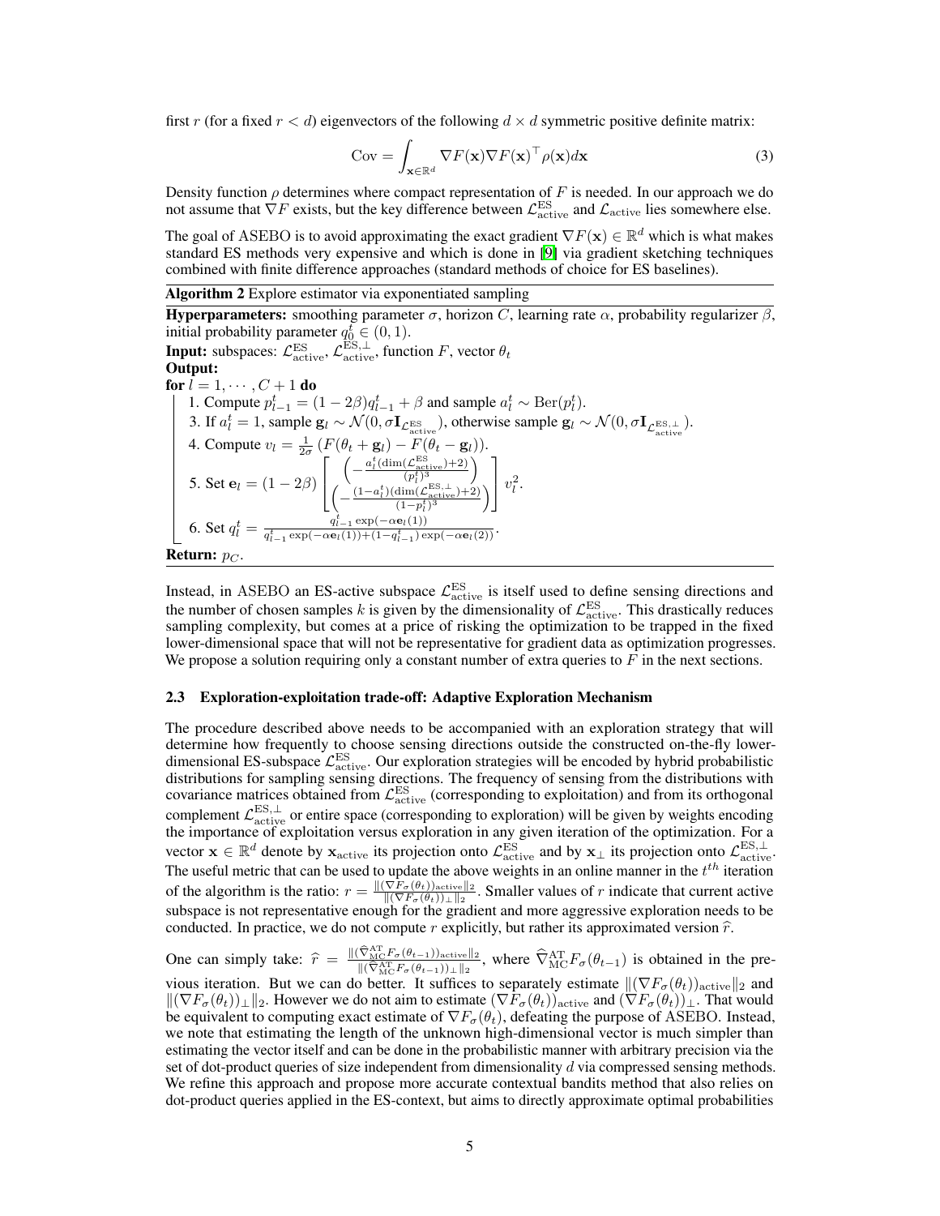first $r$ (for a fixed $r < d$) eigenvectors of the following $d \times d$ symmetric positive definite matrix:

$$\mathrm{Cov} = \int_{\mathbf{x} \in \mathbb{R}^d} \nabla F(\mathbf{x}) \nabla F(\mathbf{x})^\top \rho(\mathbf{x}) d\mathbf{x} \tag{3}$$

Density function $\rho$ determines where compact representation of $F$ is needed. In our approach we do not assume that $\nabla F$ exists, but the key difference between $\mathcal{L}^{\mathrm{ES}}_{\mathrm{active}}$ and $\mathcal{L}_{\mathrm{active}}$ lies somewhere else.

The goal of ASEBO is to avoid approximating the exact gradient $\nabla F(\mathbf{x}) \in \mathbb{R}^d$ which is what makes standard ES methods very expensive and which is done in [9] via gradient sketching techniques combined with finite difference approaches (standard methods of choice for ES baselines).

**Algorithm 2** Explore estimator via exponentiated sampling

**Hyperparameters:** smoothing parameter $\sigma$, horizon $C$, learning rate $\alpha$, probability regularizer $\beta$, initial probability parameter $q_0^t \in (0, 1)$.
**Input:** subspaces: $\mathcal{L}^{\mathrm{ES}}_{\mathrm{active}}$, $\mathcal{L}^{\mathrm{ES},\perp}_{\mathrm{active}}$, function $F$, vector $\theta_t$
**Output:**
**for** $l = 1, \cdots, C+1$ **do**

1. Compute $p_{l-1}^t = (1 - 2\beta) q_{l-1}^t + \beta$ and sample $a_l^t \sim \mathrm{Ber}(p_l^t)$.
3. If $a_l^t = 1$, sample $\mathbf{g}_l \sim \mathcal{N}(0, \sigma \mathbf{I}_{\mathcal{L}^{\mathrm{ES}}_{\mathrm{active}}})$, otherwise sample $\mathbf{g}_l \sim \mathcal{N}(0, \sigma \mathbf{I}_{\mathcal{L}^{\mathrm{ES},\perp}_{\mathrm{active}}})$.
4. Compute $v_l = \frac{1}{2\sigma}\left(F(\theta_t + \mathbf{g}_l) - F(\theta_t - \mathbf{g}_l)\right)$.
5. Set $\mathbf{e}_l = (1 - 2\beta) \begin{bmatrix} \left(-\frac{a_l^t(\dim(\mathcal{L}^{\mathrm{ES}}_{\mathrm{active}})+2)}{(p_l^t)^3}\right) \\ \left(-\frac{(1-a_l^t)(\dim(\mathcal{L}^{\mathrm{ES},\perp}_{\mathrm{active}})+2)}{(1-p_l^t)^3}\right) \end{bmatrix} v_l^2$.
6. Set $q_l^t = \frac{q_{l-1}^t \exp(-\alpha \mathbf{e}_l(1))}{q_{l-1}^t \exp(-\alpha \mathbf{e}_l(1)) + (1 - q_{l-1}^t)\exp(-\alpha \mathbf{e}_l(2))}$.

**Return:** $p_C$.

Instead, in ASEBO an ES-active subspace $\mathcal{L}^{\mathrm{ES}}_{\mathrm{active}}$ is itself used to define sensing directions and the number of chosen samples $k$ is given by the dimensionality of $\mathcal{L}^{\mathrm{ES}}_{\mathrm{active}}$. This drastically reduces sampling complexity, but comes at a price of risking the optimization to be trapped in the fixed lower-dimensional space that will not be representative for gradient data as optimization progresses. We propose a solution requiring only a constant number of extra queries to $F$ in the next sections.

### 2.3 Exploration-exploitation trade-off: Adaptive Exploration Mechanism

The procedure described above needs to be accompanied with an exploration strategy that will determine how frequently to choose sensing directions outside the constructed on-the-fly lower-dimensional ES-subspace $\mathcal{L}^{\mathrm{ES}}_{\mathrm{active}}$. Our exploration strategies will be encoded by hybrid probabilistic distributions for sampling sensing directions. The frequency of sensing from the distributions with covariance matrices obtained from $\mathcal{L}^{\mathrm{ES}}_{\mathrm{active}}$ (corresponding to exploitation) and from its orthogonal complement $\mathcal{L}^{\mathrm{ES},\perp}_{\mathrm{active}}$ or entire space (corresponding to exploration) will be given by weights encoding the importance of exploitation versus exploration in any given iteration of the optimization. For a vector $\mathbf{x} \in \mathbb{R}^d$ denote by $\mathbf{x}_{\mathrm{active}}$ its projection onto $\mathcal{L}^{\mathrm{ES}}_{\mathrm{active}}$ and by $\mathbf{x}_\perp$ its projection onto $\mathcal{L}^{\mathrm{ES},\perp}_{\mathrm{active}}$. The useful metric that can be used to update the above weights in an online manner in the $t^{th}$ iteration of the algorithm is the ratio: $r = \frac{\|(\nabla F_\sigma(\theta_t))_{\mathrm{active}}\|_2}{\|(\nabla F_\sigma(\theta_t))_\perp\|_2}$. Smaller values of $r$ indicate that current active subspace is not representative enough for the gradient and more aggressive exploration needs to be conducted. In practice, we do not compute $r$ explicitly, but rather its approximated version $\widehat{r}$.

One can simply take: $\widehat{r} = \frac{\|(\widehat{\nabla}^{\mathrm{AT}}_{\mathrm{MC}} F_\sigma(\theta_{t-1}))_{\mathrm{active}}\|_2}{\|(\widehat{\nabla}^{\mathrm{AT}}_{\mathrm{MC}} F_\sigma(\theta_{t-1}))_\perp\|_2}$, where $\widehat{\nabla}^{\mathrm{AT}}_{\mathrm{MC}} F_\sigma(\theta_{t-1})$ is obtained in the previous iteration. But we can do better. It suffices to separately estimate $\|(\nabla F_\sigma(\theta_t))_{\mathrm{active}}\|_2$ and $\|(\nabla F_\sigma(\theta_t))_\perp\|_2$. However we do not aim to estimate $(\nabla F_\sigma(\theta_t))_{\mathrm{active}}$ and $(\nabla F_\sigma(\theta_t))_\perp$. That would be equivalent to computing exact estimate of $\nabla F_\sigma(\theta_t)$, defeating the purpose of ASEBO. Instead, we note that estimating the length of the unknown high-dimensional vector is much simpler than estimating the vector itself and can be done in the probabilistic manner with arbitrary precision via the set of dot-product queries of size independent from dimensionality $d$ via compressed sensing methods. We refine this approach and propose more accurate contextual bandits method that also relies on dot-product queries applied in the ES-context, but aims to directly approximate optimal probabilities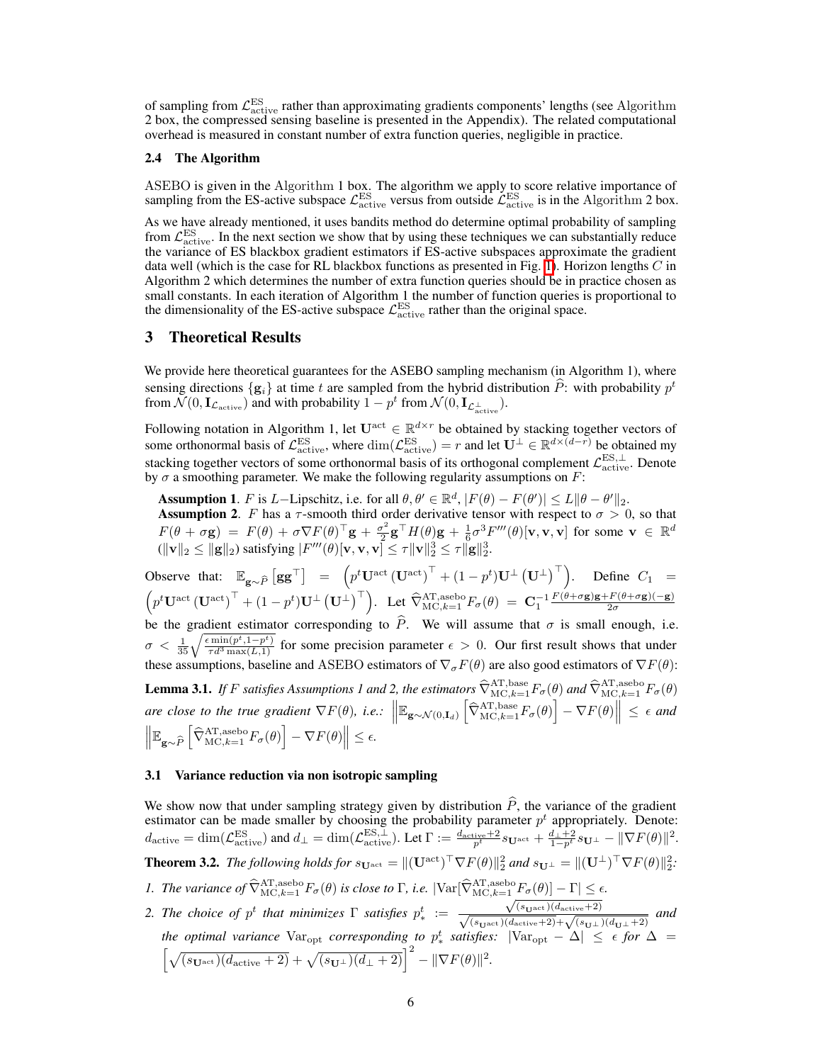of sampling from $\mathcal{L}^{\mathrm{ES}}_{\mathrm{active}}$ rather than approximating gradients components' lengths (see Algorithm 2 box, the compressed sensing baseline is presented in the Appendix). The related computational overhead is measured in constant number of extra function queries, negligible in practice.

### 2.4 The Algorithm

ASEBO is given in the Algorithm 1 box. The algorithm we apply to score relative importance of sampling from the ES-active subspace $\mathcal{L}^{\mathrm{ES}}_{\mathrm{active}}$ versus from outside $\mathcal{L}^{\mathrm{ES}}_{\mathrm{active}}$ is in the Algorithm 2 box.

As we have already mentioned, it uses bandits method do determine optimal probability of sampling from $\mathcal{L}^{\mathrm{ES}}_{\mathrm{active}}$. In the next section we show that by using these techniques we can substantially reduce the variance of ES blackbox gradient estimators if ES-active subspaces approximate the gradient data well (which is the case for RL blackbox functions as presented in Fig. 1). Horizon lengths $C$ in Algorithm 2 which determines the number of extra function queries should be in practice chosen as small constants. In each iteration of Algorithm 1 the number of function queries is proportional to the dimensionality of the ES-active subspace $\mathcal{L}^{\mathrm{ES}}_{\mathrm{active}}$ rather than the original space.

## 3 Theoretical Results

We provide here theoretical guarantees for the ASEBO sampling mechanism (in Algorithm 1), where sensing directions $\{\mathbf{g}_i\}$ at time $t$ are sampled from the hybrid distribution $\widehat{P}$: with probability $p^t$ from $\mathcal{N}(0, \mathbf{I}_{\mathcal{L}_{\mathrm{active}}})$ and with probability $1-p^t$ from $\mathcal{N}(0, \mathbf{I}_{\mathcal{L}^{\perp}_{\mathrm{active}}})$.

Following notation in Algorithm 1, let $\mathbf{U}^{\mathrm{act}} \in \mathbb{R}^{d \times r}$ be obtained by stacking together vectors of some orthonormal basis of $\mathcal{L}^{\mathrm{ES}}_{\mathrm{active}}$, where $\dim(\mathcal{L}^{\mathrm{ES}}_{\mathrm{active}}) = r$ and let $\mathbf{U}^{\perp} \in \mathbb{R}^{d \times (d-r)}$ be obtained my stacking together vectors of some orthonormal basis of its orthogonal complement $\mathcal{L}^{\mathrm{ES},\perp}_{\mathrm{active}}$. Denote by $\sigma$ a smoothing parameter. We make the following regularity assumptions on $F$:

**Assumption 1**. $F$ is $L-$Lipschitz, i.e. for all $\theta, \theta' \in \mathbb{R}^d$, $|F(\theta) - F(\theta')| \leq L\|\theta - \theta'\|_2$.
**Assumption 2**. $F$ has a $\tau$-smooth third order derivative tensor with respect to $\sigma > 0$, so that $F(\theta + \sigma\mathbf{g}) = F(\theta) + \sigma\nabla F(\theta)^\top \mathbf{g} + \frac{\sigma^2}{2}\mathbf{g}^\top H(\theta)\mathbf{g} + \frac{1}{6}\sigma^3 F'''(\theta)[\mathbf{v}, \mathbf{v}, \mathbf{v}]$ for some $\mathbf{v} \in \mathbb{R}^d$ ($\|\mathbf{v}\|_2 \leq \|\mathbf{g}\|_2$) satisfying $|F'''(\theta)[\mathbf{v}, \mathbf{v}, \mathbf{v}]| \leq \tau\|\mathbf{v}\|_2^3 \leq \tau\|\mathbf{g}\|_2^3$.

Observe that: $\mathbb{E}_{\mathbf{g}\sim\widehat{P}}\left[\mathbf{g}\mathbf{g}^\top\right] = \left(p^t \mathbf{U}^{\mathrm{act}}\left(\mathbf{U}^{\mathrm{act}}\right)^\top + (1-p^t)\mathbf{U}^{\perp}\left(\mathbf{U}^{\perp}\right)^\top\right)$. Define $C_1 = \left(p^t \mathbf{U}^{\mathrm{act}}\left(\mathbf{U}^{\mathrm{act}}\right)^\top + (1-p^t)\mathbf{U}^{\perp}\left(\mathbf{U}^{\perp}\right)^\top\right)$. Let $\widehat{\nabla}^{\mathrm{AT,asebo}}_{\mathrm{MC},k=1} F_\sigma(\theta) = \mathbf{C}_1^{-1}\frac{F(\theta+\sigma\mathbf{g})\mathbf{g} + F(\theta+\sigma\mathbf{g})(-\mathbf{g})}{2\sigma}$ be the gradient estimator corresponding to $\widehat{P}$. We will assume that $\sigma$ is small enough, i.e. $\sigma < \frac{1}{35}\sqrt{\frac{\epsilon \min(p^t, 1-p^t)}{\tau d^3 \max(L,1)}}$ for some precision parameter $\epsilon > 0$. Our first result shows that under these assumptions, baseline and ASEBO estimators of $\nabla_\sigma F(\theta)$ are also good estimators of $\nabla F(\theta)$:

**Lemma 3.1.** *If $F$ satisfies Assumptions 1 and 2, the estimators $\widehat{\nabla}^{\mathrm{AT,base}}_{\mathrm{MC},k=1} F_\sigma(\theta)$ and $\widehat{\nabla}^{\mathrm{AT,asebo}}_{\mathrm{MC},k=1} F_\sigma(\theta)$ are close to the true gradient $\nabla F(\theta)$, i.e.: $\left\|\mathbb{E}_{\mathbf{g}\sim\mathcal{N}(0,\mathbf{I}_d)}\left[\widehat{\nabla}^{\mathrm{AT,base}}_{\mathrm{MC},k=1} F_\sigma(\theta)\right] - \nabla F(\theta)\right\| \leq \epsilon$ and $\left\|\mathbb{E}_{\mathbf{g}\sim\widehat{P}}\left[\widehat{\nabla}^{\mathrm{AT,asebo}}_{\mathrm{MC},k=1} F_\sigma(\theta)\right] - \nabla F(\theta)\right\| \leq \epsilon$.*

### 3.1 Variance reduction via non isotropic sampling

We show now that under sampling strategy given by distribution $\widehat{P}$, the variance of the gradient estimator can be made smaller by choosing the probability parameter $p^t$ appropriately. Denote: $d_{\mathrm{active}} = \dim(\mathcal{L}^{\mathrm{ES}}_{\mathrm{active}})$ and $d_\perp = \dim(\mathcal{L}^{\mathrm{ES},\perp}_{\mathrm{active}})$. Let $\Gamma := \frac{d_{\mathrm{active}}+2}{p^t}s_{\mathbf{U}^{\mathrm{act}}} + \frac{d_\perp+2}{1-p^t}s_{\mathbf{U}^\perp} - \|\nabla F(\theta)\|^2$.

**Theorem 3.2.** *The following holds for $s_{\mathbf{U}^{\mathrm{act}}} = \|(\mathbf{U}^{\mathrm{act}})^\top \nabla F(\theta)\|_2^2$ and $s_{\mathbf{U}^\perp} = \|(\mathbf{U}^\perp)^\top \nabla F(\theta)\|_2^2$:*

1. *The variance of $\widehat{\nabla}^{\mathrm{AT,asebo}}_{\mathrm{MC},k=1} F_\sigma(\theta)$ is close to $\Gamma$, i.e. $|\mathrm{Var}[\widehat{\nabla}^{\mathrm{AT,asebo}}_{\mathrm{MC},k=1} F_\sigma(\theta)] - \Gamma| \leq \epsilon$.*
2. *The choice of $p^t$ that minimizes $\Gamma$ satisfies $p^t_* := \frac{\sqrt{(s_{\mathbf{U}^{\mathrm{act}}})(d_{\mathrm{active}}+2)}}{\sqrt{(s_{\mathbf{U}^{\mathrm{act}}})(d_{\mathrm{active}}+2)} + \sqrt{(s_{\mathbf{U}^\perp})(d_{\mathbf{U}^\perp}+2)}}$ and the optimal variance $\mathrm{Var}_{\mathrm{opt}}$ corresponding to $p^t_*$ satisfies: $|\mathrm{Var}_{\mathrm{opt}} - \Delta| \leq \epsilon$ for $\Delta = \left[\sqrt{(s_{\mathbf{U}^{\mathrm{act}}})(d_{\mathrm{active}}+2)} + \sqrt{(s_{\mathbf{U}^\perp})(d_\perp+2)}\right]^2 - \|\nabla F(\theta)\|^2$.*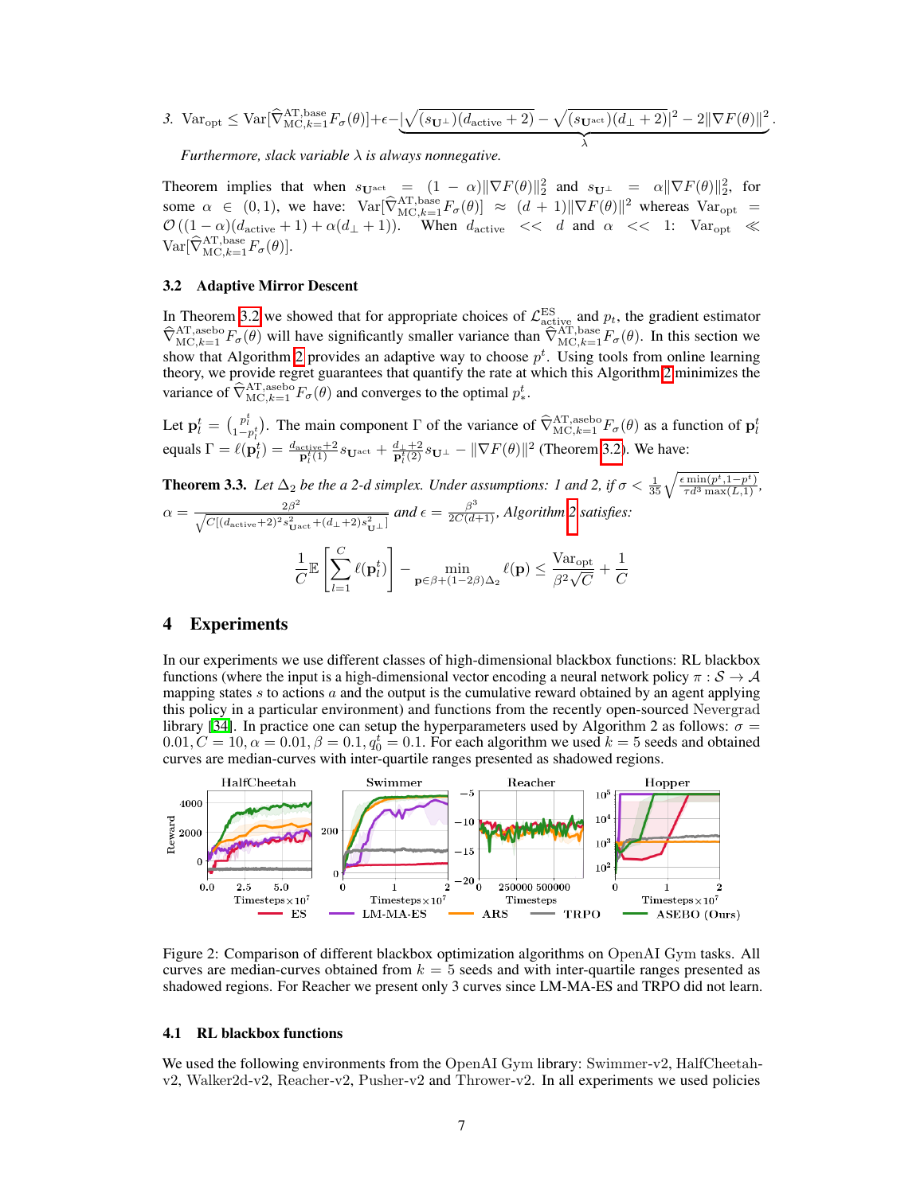3. $\text{Var}_{\text{opt}} \leq \text{Var}[\widehat{\nabla}^{\text{AT,base}}_{\text{MC},k=1} F_\sigma(\theta)] + \epsilon - \underbrace{|\sqrt{(s_{\mathbf{U}^\perp})(d_{\text{active}}+2)} - \sqrt{(s_{\mathbf{U}^{\text{act}}})(d_\perp + 2)}|^2 - 2\|\nabla F(\theta)\|^2}_{\lambda}$.

*Furthermore, slack variable $\lambda$ is always nonnegative.*

Theorem implies that when $s_{\mathbf{U}^{\text{act}}} = (1-\alpha)\|\nabla F(\theta)\|_2^2$ and $s_{\mathbf{U}^\perp} = \alpha\|\nabla F(\theta)\|_2^2$, for some $\alpha \in (0,1)$, we have: $\text{Var}[\widehat{\nabla}^{\text{AT,base}}_{\text{MC},k=1} F_\sigma(\theta)] \approx (d+1)\|\nabla F(\theta)\|^2$ whereas $\text{Var}_{\text{opt}} = \mathcal{O}((1-\alpha)(d_{\text{active}}+1) + \alpha(d_\perp + 1))$. When $d_{\text{active}} << d$ and $\alpha << 1$: $\text{Var}_{\text{opt}} \ll \text{Var}[\widehat{\nabla}^{\text{AT,base}}_{\text{MC},k=1} F_\sigma(\theta)]$.

### 3.2 Adaptive Mirror Descent

In Theorem 3.2 we showed that for appropriate choices of $\mathcal{L}^{\text{ES}}_{\text{active}}$ and $p_t$, the gradient estimator $\widehat{\nabla}^{\text{AT,asebo}}_{\text{MC},k=1} F_\sigma(\theta)$ will have significantly smaller variance than $\widehat{\nabla}^{\text{AT,base}}_{\text{MC},k=1} F_\sigma(\theta)$. In this section we show that Algorithm 2 provides an adaptive way to choose $p^t$. Using tools from online learning theory, we provide regret guarantees that quantify the rate at which this Algorithm 2 minimizes the variance of $\widehat{\nabla}^{\text{AT,asebo}}_{\text{MC},k=1} F_\sigma(\theta)$ and converges to the optimal $p^t_*$.

Let $\mathbf{p}^t_l = \binom{p^t_l}{1-p^t_l}$. The main component $\Gamma$ of the variance of $\widehat{\nabla}^{\text{AT,asebo}}_{\text{MC},k=1} F_\sigma(\theta)$ as a function of $\mathbf{p}^t_l$ equals $\Gamma = \ell(\mathbf{p}^t_l) = \frac{d_{\text{active}}+2}{\mathbf{p}^t_l(1)} s_{\mathbf{U}^{\text{act}}} + \frac{d_\perp + 2}{\mathbf{p}^t_l(2)} s_{\mathbf{U}^\perp} - \|\nabla F(\theta)\|^2$ (Theorem 3.2). We have:

**Theorem 3.3.** *Let $\Delta_2$ be the a 2-d simplex. Under assumptions: 1 and 2, if $\sigma < \frac{1}{35}\sqrt{\frac{\epsilon \min(p^t, 1-p^t)}{\tau d^3 \max(L,1)}}$, $\alpha = \frac{2\beta^2}{\sqrt{C[(d_{\text{active}}+2)^2 s^2_{\mathbf{U}^{\text{act}}} + (d_\perp+2)s^2_{\mathbf{U}^\perp}]}}$ and $\epsilon = \frac{\beta^3}{2C(d+1)}$, Algorithm 2 satisfies:*

$$\frac{1}{C}\mathbb{E}\left[\sum_{l=1}^{C} \ell(\mathbf{p}^t_l)\right] - \min_{\mathbf{p} \in \beta + (1-2\beta)\Delta_2} \ell(\mathbf{p}) \leq \frac{\text{Var}_{\text{opt}}}{\beta^2\sqrt{C}} + \frac{1}{C}$$

## 4 Experiments

In our experiments we use different classes of high-dimensional blackbox functions: RL blackbox functions (where the input is a high-dimensional vector encoding a neural network policy $\pi : \mathcal{S} \rightarrow \mathcal{A}$ mapping states $s$ to actions $a$ and the output is the cumulative reward obtained by an agent applying this policy in a particular environment) and functions from the recently open-sourced Nevergrad library [34]. In practice one can setup the hyperparameters used by Algorithm 2 as follows: $\sigma = 0.01, C = 10, \alpha = 0.01, \beta = 0.1, q^t_0 = 0.1$. For each algorithm we used $k = 5$ seeds and obtained curves are median-curves with inter-quartile ranges presented as shadowed regions.

Figure 2: Comparison of different blackbox optimization algorithms on OpenAI Gym tasks. All curves are median-curves obtained from $k = 5$ seeds and with inter-quartile ranges presented as shadowed regions. For Reacher we present only 3 curves since LM-MA-ES and TRPO did not learn.

### 4.1 RL blackbox functions

We used the following environments from the OpenAI Gym library: Swimmer-v2, HalfCheetah-v2, Walker2d-v2, Reacher-v2, Pusher-v2 and Thrower-v2. In all experiments we used policies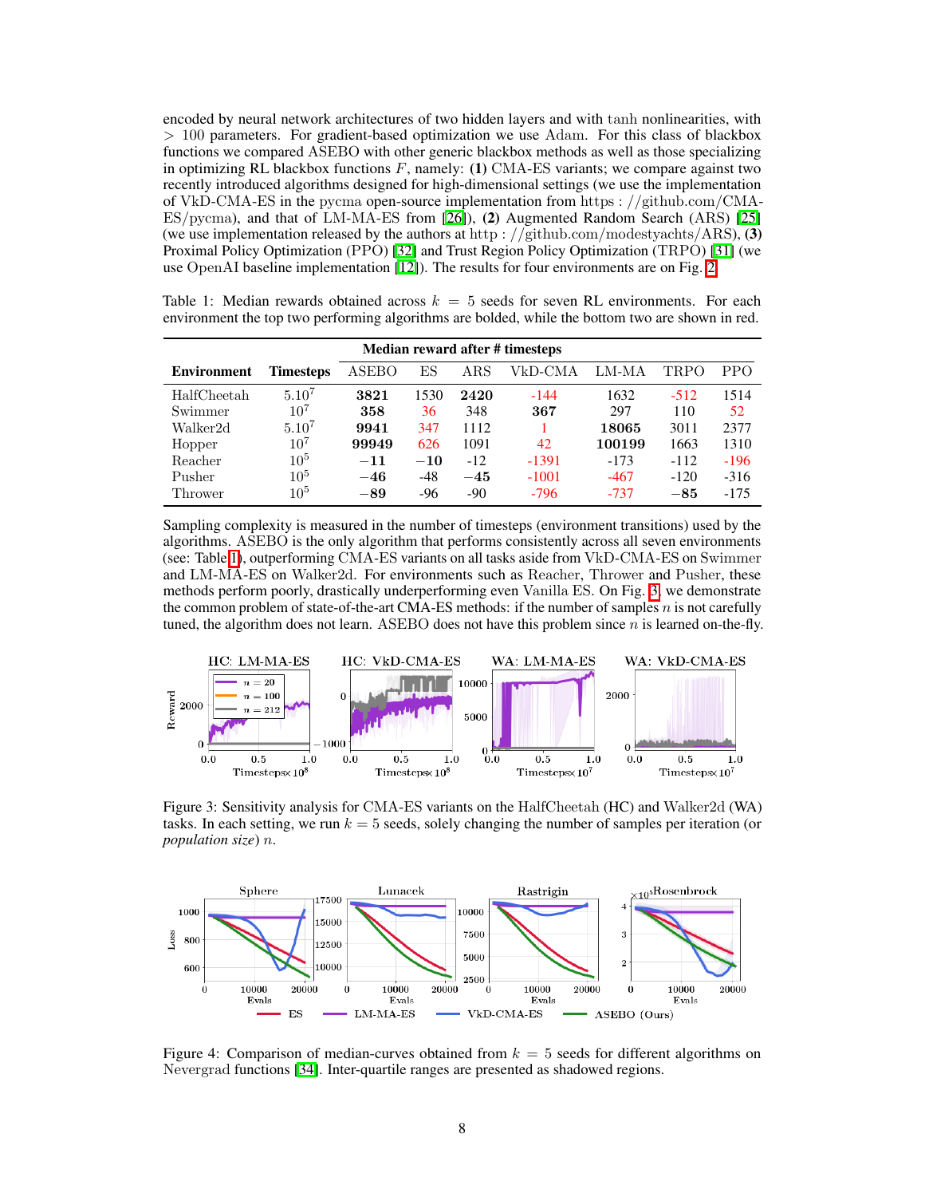encoded by neural network architectures of two hidden layers and with tanh nonlinearities, with $> 100$ parameters. For gradient-based optimization we use Adam. For this class of blackbox functions we compared ASEBO with other generic blackbox methods as well as those specializing in optimizing RL blackbox functions $F$, namely: **(1)** CMA-ES variants; we compare against two recently introduced algorithms designed for high-dimensional settings (we use the implementation of VkD-CMA-ES in the pycma open-source implementation from https://github.com/CMA-ES/pycma), and that of LM-MA-ES from [26]), **(2)** Augmented Random Search (ARS) [25] (we use implementation released by the authors at http://github.com/modestyachts/ARS), **(3)** Proximal Policy Optimization (PPO) [32] and Trust Region Policy Optimization (TRPO) [31] (we use OpenAI baseline implementation [12]). The results for four environments are on Fig. 2.

Table 1: Median rewards obtained across $k = 5$ seeds for seven RL environments. For each environment the top two performing algorithms are bolded, while the bottom two are shown in red.

| Environment | Timesteps | Median reward after # timesteps | | | | | | |
|---|---|---|---|---|---|---|---|---|
| | | ASEBO | ES | ARS | VkD-CMA | LM-MA | TRPO | PPO |
| HalfCheetah | $5.10^7$ | **3821** | 1530 | **2420** | -144 | 1632 | -512 | 1514 |
| Swimmer | $10^7$ | **358** | 36 | 348 | **367** | 297 | 110 | 52 |
| Walker2d | $5.10^7$ | **9941** | 347 | 1112 | 1 | **18065** | 3011 | 2377 |
| Hopper | $10^7$ | **99949** | 626 | 1091 | 42 | **100199** | 1663 | 1310 |
| Reacher | $10^5$ | $\mathbf{-11}$ | $\mathbf{-10}$ | -12 | -1391 | -173 | -112 | -196 |
| Pusher | $10^5$ | $\mathbf{-46}$ | -48 | $\mathbf{-45}$ | -1001 | -467 | -120 | -316 |
| Thrower | $10^5$ | $\mathbf{-89}$ | -96 | -90 | -796 | -737 | $\mathbf{-85}$ | -175 |

Sampling complexity is measured in the number of timesteps (environment transitions) used by the algorithms. ASEBO is the only algorithm that performs consistently across all seven environments (see: Table 1), outperforming CMA-ES variants on all tasks aside from VkD-CMA-ES on Swimmer and LM-MA-ES on Walker2d. For environments such as Reacher, Thrower and Pusher, these methods perform poorly, drastically underperforming even Vanilla ES. On Fig. 3, we demonstrate the common problem of state-of-the-art CMA-ES methods: if the number of samples $n$ is not carefully tuned, the algorithm does not learn. ASEBO does not have this problem since $n$ is learned on-the-fly.

Figure 3: Sensitivity analysis for CMA-ES variants on the HalfCheetah (HC) and Walker2d (WA) tasks. In each setting, we run $k = 5$ seeds, solely changing the number of samples per iteration (or *population size*) $n$.

Figure 4: Comparison of median-curves obtained from $k = 5$ seeds for different algorithms on Nevergrad functions [34]. Inter-quartile ranges are presented as shadowed regions.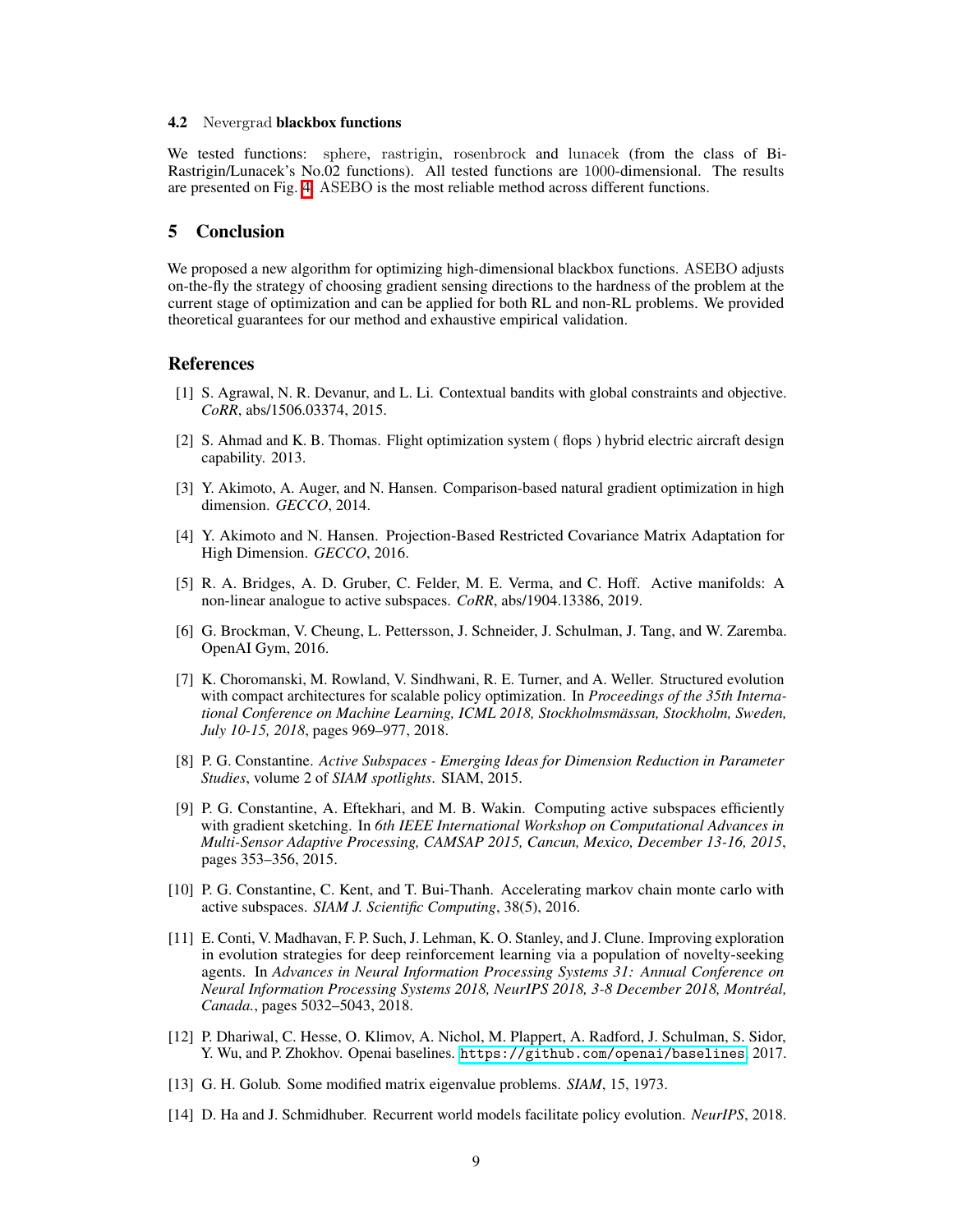### 4.2 Nevergrad **blackbox functions**

We tested functions: sphere, rastrigin, rosenbrock and lunacek (from the class of Bi-Rastrigin/Lunacek's No.02 functions). All tested functions are 1000-dimensional. The results are presented on Fig. 4. ASEBO is the most reliable method across different functions.

## 5 Conclusion

We proposed a new algorithm for optimizing high-dimensional blackbox functions. ASEBO adjusts on-the-fly the strategy of choosing gradient sensing directions to the hardness of the problem at the current stage of optimization and can be applied for both RL and non-RL problems. We provided theoretical guarantees for our method and exhaustive empirical validation.

## References

[1] S. Agrawal, N. R. Devanur, and L. Li. Contextual bandits with global constraints and objective. *CoRR*, abs/1506.03374, 2015.

[2] S. Ahmad and K. B. Thomas. Flight optimization system ( flops ) hybrid electric aircraft design capability. 2013.

[3] Y. Akimoto, A. Auger, and N. Hansen. Comparison-based natural gradient optimization in high dimension. *GECCO*, 2014.

[4] Y. Akimoto and N. Hansen. Projection-Based Restricted Covariance Matrix Adaptation for High Dimension. *GECCO*, 2016.

[5] R. A. Bridges, A. D. Gruber, C. Felder, M. E. Verma, and C. Hoff. Active manifolds: A non-linear analogue to active subspaces. *CoRR*, abs/1904.13386, 2019.

[6] G. Brockman, V. Cheung, L. Pettersson, J. Schneider, J. Schulman, J. Tang, and W. Zaremba. OpenAI Gym, 2016.

[7] K. Choromanski, M. Rowland, V. Sindhwani, R. E. Turner, and A. Weller. Structured evolution with compact architectures for scalable policy optimization. In *Proceedings of the 35th International Conference on Machine Learning, ICML 2018, Stockholmsmässan, Stockholm, Sweden, July 10-15, 2018*, pages 969–977, 2018.

[8] P. G. Constantine. *Active Subspaces - Emerging Ideas for Dimension Reduction in Parameter Studies*, volume 2 of *SIAM spotlights*. SIAM, 2015.

[9] P. G. Constantine, A. Eftekhari, and M. B. Wakin. Computing active subspaces efficiently with gradient sketching. In *6th IEEE International Workshop on Computational Advances in Multi-Sensor Adaptive Processing, CAMSAP 2015, Cancun, Mexico, December 13-16, 2015*, pages 353–356, 2015.

[10] P. G. Constantine, C. Kent, and T. Bui-Thanh. Accelerating markov chain monte carlo with active subspaces. *SIAM J. Scientific Computing*, 38(5), 2016.

[11] E. Conti, V. Madhavan, F. P. Such, J. Lehman, K. O. Stanley, and J. Clune. Improving exploration in evolution strategies for deep reinforcement learning via a population of novelty-seeking agents. In *Advances in Neural Information Processing Systems 31: Annual Conference on Neural Information Processing Systems 2018, NeurIPS 2018, 3-8 December 2018, Montréal, Canada.*, pages 5032–5043, 2018.

[12] P. Dhariwal, C. Hesse, O. Klimov, A. Nichol, M. Plappert, A. Radford, J. Schulman, S. Sidor, Y. Wu, and P. Zhokhov. Openai baselines. https://github.com/openai/baselines, 2017.

[13] G. H. Golub. Some modified matrix eigenvalue problems. *SIAM*, 15, 1973.

[14] D. Ha and J. Schmidhuber. Recurrent world models facilitate policy evolution. *NeurIPS*, 2018.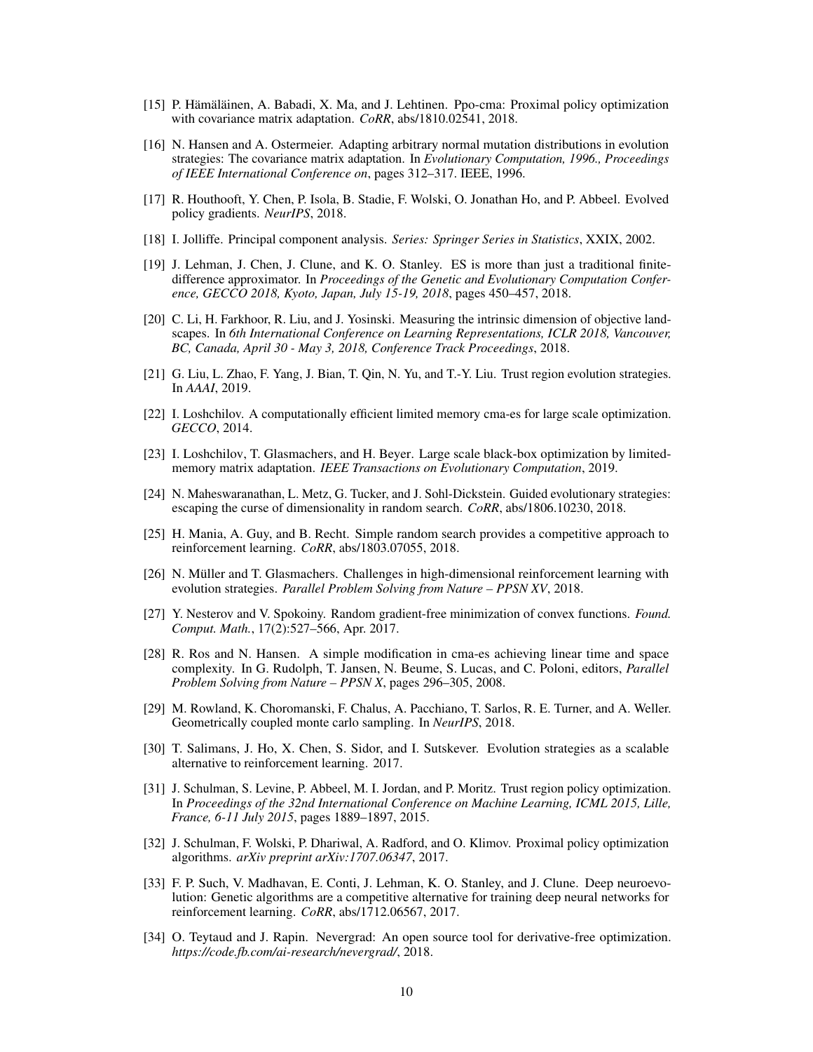[15] P. Hämäläinen, A. Babadi, X. Ma, and J. Lehtinen. Ppo-cma: Proximal policy optimization with covariance matrix adaptation. *CoRR*, abs/1810.02541, 2018.

[16] N. Hansen and A. Ostermeier. Adapting arbitrary normal mutation distributions in evolution strategies: The covariance matrix adaptation. In *Evolutionary Computation, 1996., Proceedings of IEEE International Conference on*, pages 312–317. IEEE, 1996.

[17] R. Houthooft, Y. Chen, P. Isola, B. Stadie, F. Wolski, O. Jonathan Ho, and P. Abbeel. Evolved policy gradients. *NeurIPS*, 2018.

[18] I. Jolliffe. Principal component analysis. *Series: Springer Series in Statistics*, XXIX, 2002.

[19] J. Lehman, J. Chen, J. Clune, and K. O. Stanley. ES is more than just a traditional finite-difference approximator. In *Proceedings of the Genetic and Evolutionary Computation Conference, GECCO 2018, Kyoto, Japan, July 15-19, 2018*, pages 450–457, 2018.

[20] C. Li, H. Farkhoor, R. Liu, and J. Yosinski. Measuring the intrinsic dimension of objective landscapes. In *6th International Conference on Learning Representations, ICLR 2018, Vancouver, BC, Canada, April 30 - May 3, 2018, Conference Track Proceedings*, 2018.

[21] G. Liu, L. Zhao, F. Yang, J. Bian, T. Qin, N. Yu, and T.-Y. Liu. Trust region evolution strategies. In *AAAI*, 2019.

[22] I. Loshchilov. A computationally efficient limited memory cma-es for large scale optimization. *GECCO*, 2014.

[23] I. Loshchilov, T. Glasmachers, and H. Beyer. Large scale black-box optimization by limited-memory matrix adaptation. *IEEE Transactions on Evolutionary Computation*, 2019.

[24] N. Maheswaranathan, L. Metz, G. Tucker, and J. Sohl-Dickstein. Guided evolutionary strategies: escaping the curse of dimensionality in random search. *CoRR*, abs/1806.10230, 2018.

[25] H. Mania, A. Guy, and B. Recht. Simple random search provides a competitive approach to reinforcement learning. *CoRR*, abs/1803.07055, 2018.

[26] N. Müller and T. Glasmachers. Challenges in high-dimensional reinforcement learning with evolution strategies. *Parallel Problem Solving from Nature – PPSN XV*, 2018.

[27] Y. Nesterov and V. Spokoiny. Random gradient-free minimization of convex functions. *Found. Comput. Math.*, 17(2):527–566, Apr. 2017.

[28] R. Ros and N. Hansen. A simple modification in cma-es achieving linear time and space complexity. In G. Rudolph, T. Jansen, N. Beume, S. Lucas, and C. Poloni, editors, *Parallel Problem Solving from Nature – PPSN X*, pages 296–305, 2008.

[29] M. Rowland, K. Choromanski, F. Chalus, A. Pacchiano, T. Sarlos, R. E. Turner, and A. Weller. Geometrically coupled monte carlo sampling. In *NeurIPS*, 2018.

[30] T. Salimans, J. Ho, X. Chen, S. Sidor, and I. Sutskever. Evolution strategies as a scalable alternative to reinforcement learning. 2017.

[31] J. Schulman, S. Levine, P. Abbeel, M. I. Jordan, and P. Moritz. Trust region policy optimization. In *Proceedings of the 32nd International Conference on Machine Learning, ICML 2015, Lille, France, 6-11 July 2015*, pages 1889–1897, 2015.

[32] J. Schulman, F. Wolski, P. Dhariwal, A. Radford, and O. Klimov. Proximal policy optimization algorithms. *arXiv preprint arXiv:1707.06347*, 2017.

[33] F. P. Such, V. Madhavan, E. Conti, J. Lehman, K. O. Stanley, and J. Clune. Deep neuroevolution: Genetic algorithms are a competitive alternative for training deep neural networks for reinforcement learning. *CoRR*, abs/1712.06567, 2017.

[34] O. Teytaud and J. Rapin. Nevergrad: An open source tool for derivative-free optimization. *https://code.fb.com/ai-research/nevergrad/*, 2018.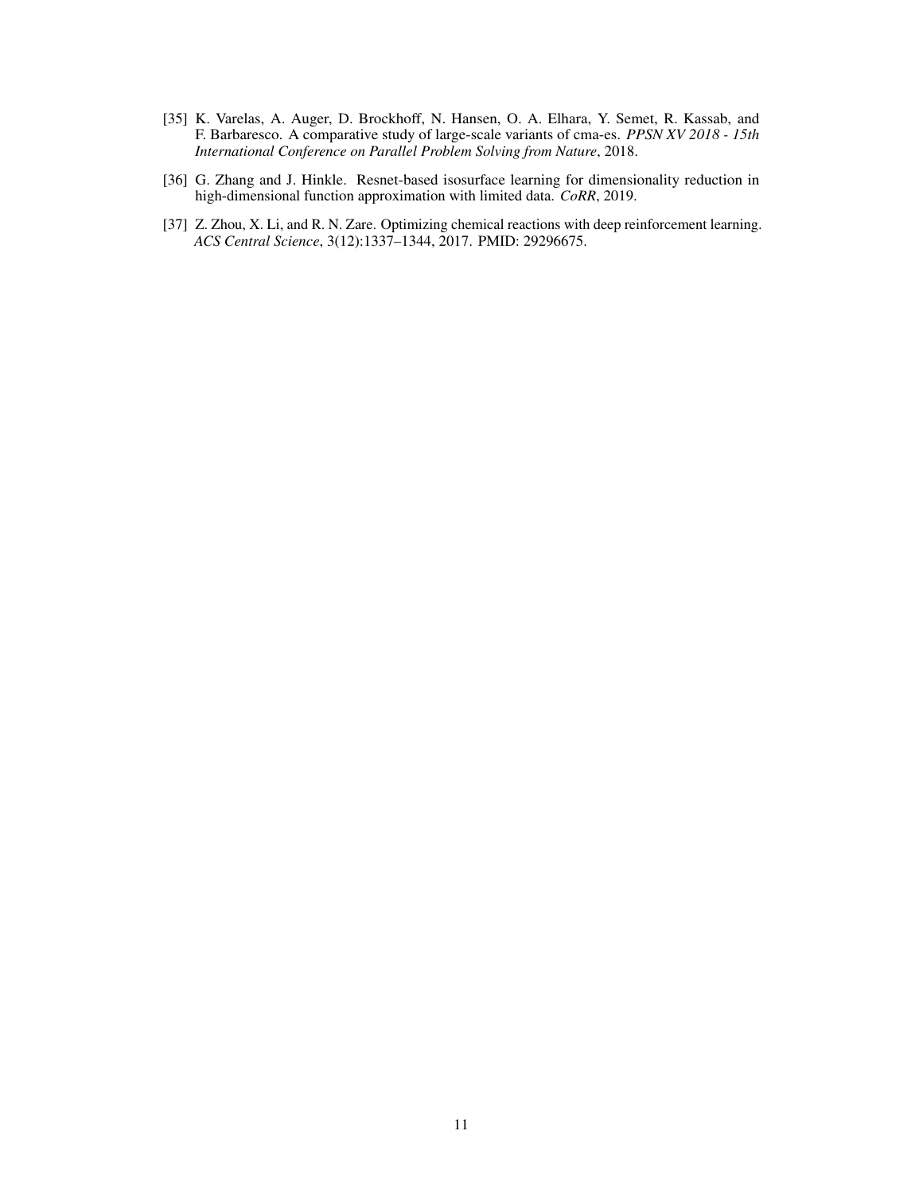[35] K. Varelas, A. Auger, D. Brockhoff, N. Hansen, O. A. Elhara, Y. Semet, R. Kassab, and F. Barbaresco. A comparative study of large-scale variants of cma-es. *PPSN XV 2018 - 15th International Conference on Parallel Problem Solving from Nature*, 2018.

[36] G. Zhang and J. Hinkle. Resnet-based isosurface learning for dimensionality reduction in high-dimensional function approximation with limited data. *CoRR*, 2019.

[37] Z. Zhou, X. Li, and R. N. Zare. Optimizing chemical reactions with deep reinforcement learning. *ACS Central Science*, 3(12):1337–1344, 2017. PMID: 29296675.